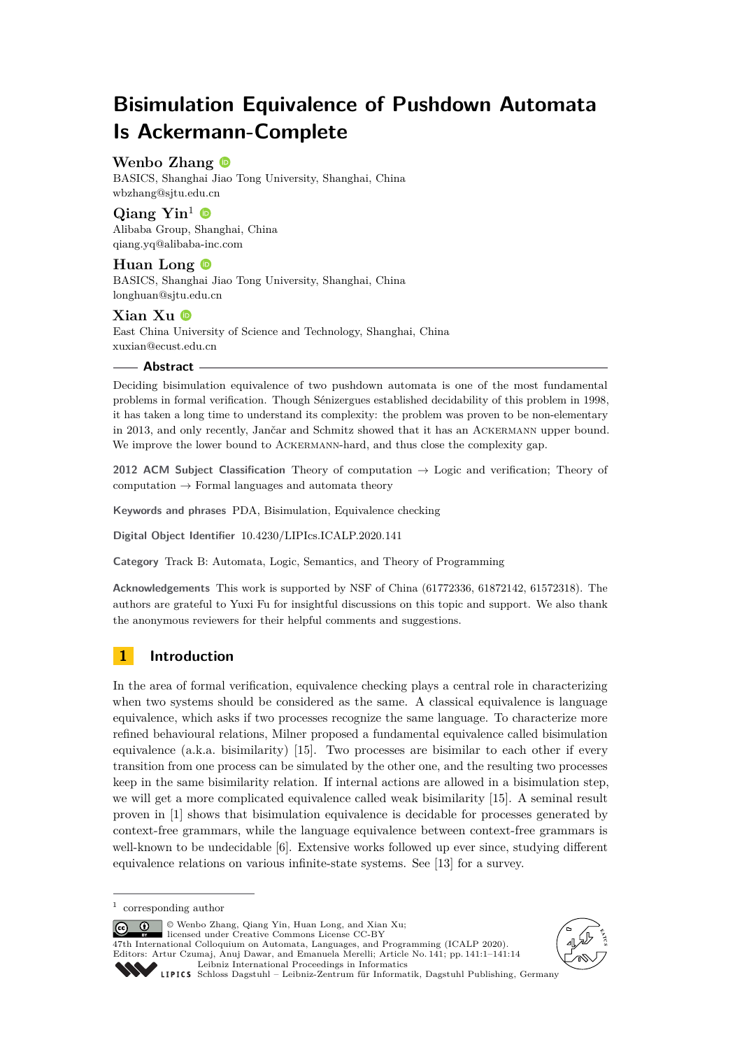# Bisimulation Equivalence of Pushdown Automata Is Ackermann-Complete

**Wenbo Zhang**
BASICS, Shanghai Jiao Tong University, Shanghai, China
wbzhang@sjtu.edu.cn

**Qiang Yin**[1]
Alibaba Group, Shanghai, China
qiang.yq@alibaba-inc.com

**Huan Long**
BASICS, Shanghai Jiao Tong University, Shanghai, China
longhuan@sjtu.edu.cn

**Xian Xu**
East China University of Science and Technology, Shanghai, China
xuxian@ecust.edu.cn

## Abstract

Deciding bisimulation equivalence of two pushdown automata is one of the most fundamental problems in formal verification. Though Sénizergues established decidability of this problem in 1998, it has taken a long time to understand its complexity: the problem was proven to be non-elementary in 2013, and only recently, Jančar and Schmitz showed that it has an Ackermann upper bound. We improve the lower bound to Ackermann-hard, and thus close the complexity gap.

**2012 ACM Subject Classification** Theory of computation → Logic and verification; Theory of computation → Formal languages and automata theory

**Keywords and phrases** PDA, Bisimulation, Equivalence checking

**Digital Object Identifier** 10.4230/LIPIcs.ICALP.2020.141

**Category** Track B: Automata, Logic, Semantics, and Theory of Programming

**Acknowledgements** This work is supported by NSF of China (61772336, 61872142, 61572318). The authors are grateful to Yuxi Fu for insightful discussions on this topic and support. We also thank the anonymous reviewers for their helpful comments and suggestions.

## 1 Introduction

In the area of formal verification, equivalence checking plays a central role in characterizing when two systems should be considered as the same. A classical equivalence is language equivalence, which asks if two processes recognize the same language. To characterize more refined behavioural relations, Milner proposed a fundamental equivalence called bisimulation equivalence (a.k.a. bisimilarity) [15]. Two processes are bisimilar to each other if every transition from one process can be simulated by the other one, and the resulting two processes keep in the same bisimilarity relation. If internal actions are allowed in a bisimulation step, we will get a more complicated equivalence called weak bisimilarity [15]. A seminal result proven in [1] shows that bisimulation equivalence is decidable for processes generated by context-free grammars, while the language equivalence between context-free grammars is well-known to be undecidable [6]. Extensive works followed up ever since, studying different equivalence relations on various infinite-state systems. See [13] for a survey.

[1] corresponding author

© Wenbo Zhang, Qiang Yin, Huan Long, and Xian Xu;
licensed under Creative Commons License CC-BY
47th International Colloquium on Automata, Languages, and Programming (ICALP 2020).
Editors: Artur Czumaj, Anuj Dawar, and Emanuela Merelli; Article No. 141; pp. 141:1–141:14
Leibniz International Proceedings in Informatics
Schloss Dagstuhl – Leibniz-Zentrum für Informatik, Dagstuhl Publishing, Germany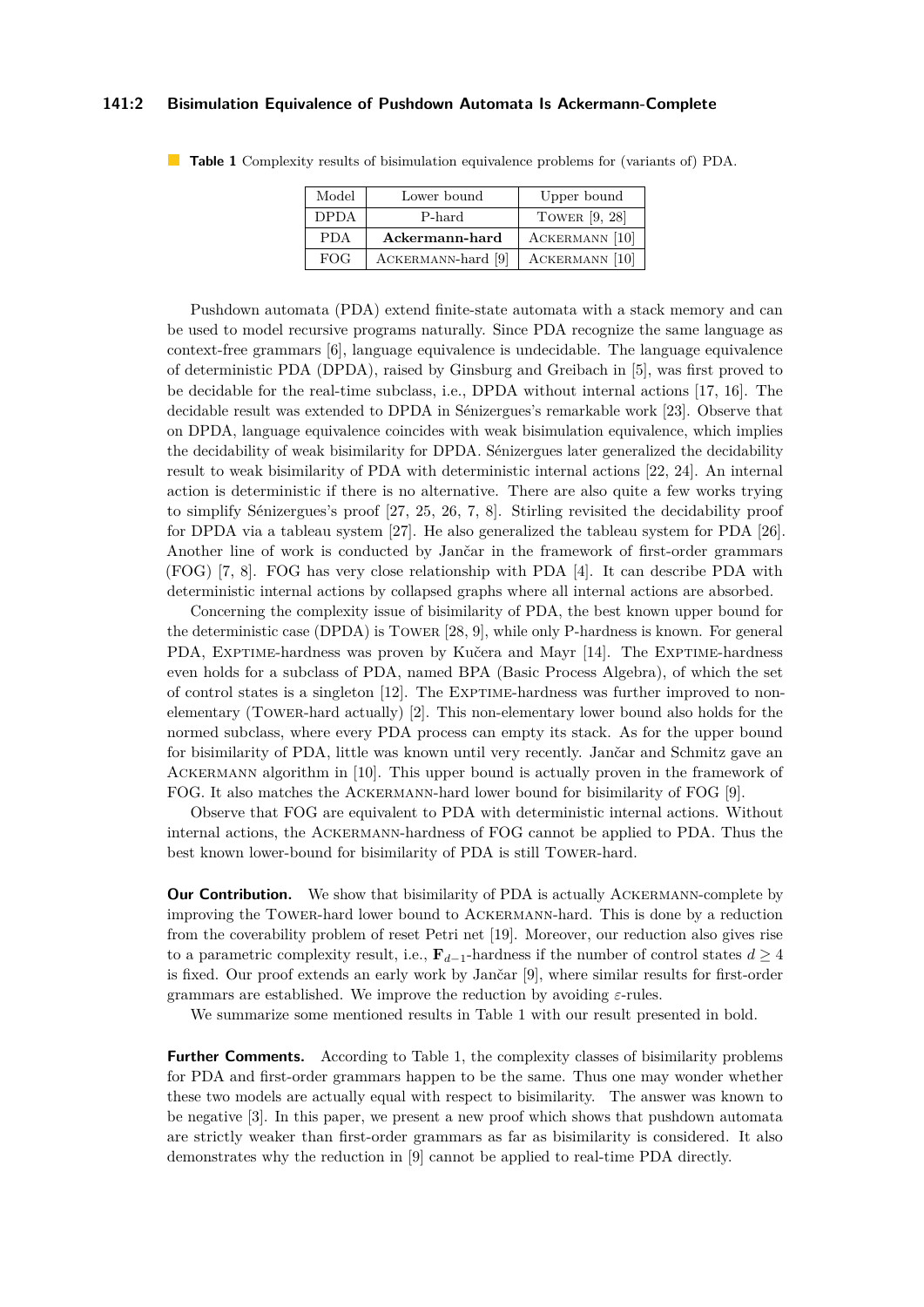**Table 1** Complexity results of bisimulation equivalence problems for (variants of) PDA.

| Model | Lower bound | Upper bound |
|---|---|---|
| DPDA | P-hard | Tower [9, 28] |
| PDA | **Ackermann-hard** | Ackermann [10] |
| FOG | Ackermann-hard [9] | Ackermann [10] |

Pushdown automata (PDA) extend finite-state automata with a stack memory and can be used to model recursive programs naturally. Since PDA recognize the same language as context-free grammars [6], language equivalence is undecidable. The language equivalence of deterministic PDA (DPDA), raised by Ginsburg and Greibach in [5], was first proved to be decidable for the real-time subclass, i.e., DPDA without internal actions [17, 16]. The decidable result was extended to DPDA in Sénizergues's remarkable work [23]. Observe that on DPDA, language equivalence coincides with weak bisimulation equivalence, which implies the decidability of weak bisimilarity for DPDA. Sénizergues later generalized the decidability result to weak bisimilarity of PDA with deterministic internal actions [22, 24]. An internal action is deterministic if there is no alternative. There are also quite a few works trying to simplify Sénizergues's proof [27, 25, 26, 7, 8]. Stirling revisited the decidability proof for DPDA via a tableau system [27]. He also generalized the tableau system for PDA [26]. Another line of work is conducted by Jančar in the framework of first-order grammars (FOG) [7, 8]. FOG has very close relationship with PDA [4]. It can describe PDA with deterministic internal actions by collapsed graphs where all internal actions are absorbed.

Concerning the complexity issue of bisimilarity of PDA, the best known upper bound for the deterministic case (DPDA) is Tower [28, 9], while only P-hardness is known. For general PDA, Exptime-hardness was proven by Kučera and Mayr [14]. The Exptime-hardness even holds for a subclass of PDA, named BPA (Basic Process Algebra), of which the set of control states is a singleton [12]. The Exptime-hardness was further improved to non-elementary (Tower-hard actually) [2]. This non-elementary lower bound also holds for the normed subclass, where every PDA process can empty its stack. As for the upper bound for bisimilarity of PDA, little was known until very recently. Jančar and Schmitz gave an Ackermann algorithm in [10]. This upper bound is actually proven in the framework of FOG. It also matches the Ackermann-hard lower bound for bisimilarity of FOG [9].

Observe that FOG are equivalent to PDA with deterministic internal actions. Without internal actions, the Ackermann-hardness of FOG cannot be applied to PDA. Thus the best known lower-bound for bisimilarity of PDA is still Tower-hard.

**Our Contribution.** We show that bisimilarity of PDA is actually Ackermann-complete by improving the Tower-hard lower bound to Ackermann-hard. This is done by a reduction from the coverability problem of reset Petri net [19]. Moreover, our reduction also gives rise to a parametric complexity result, i.e., $\mathbf{F}_{d-1}$-hardness if the number of control states $d \geq 4$ is fixed. Our proof extends an early work by Jančar [9], where similar results for first-order grammars are established. We improve the reduction by avoiding $\varepsilon$-rules.

We summarize some mentioned results in Table 1 with our result presented in bold.

**Further Comments.** According to Table 1, the complexity classes of bisimilarity problems for PDA and first-order grammars happen to be the same. Thus one may wonder whether these two models are actually equal with respect to bisimilarity. The answer was known to be negative [3]. In this paper, we present a new proof which shows that pushdown automata are strictly weaker than first-order grammars as far as bisimilarity is considered. It also demonstrates why the reduction in [9] cannot be applied to real-time PDA directly.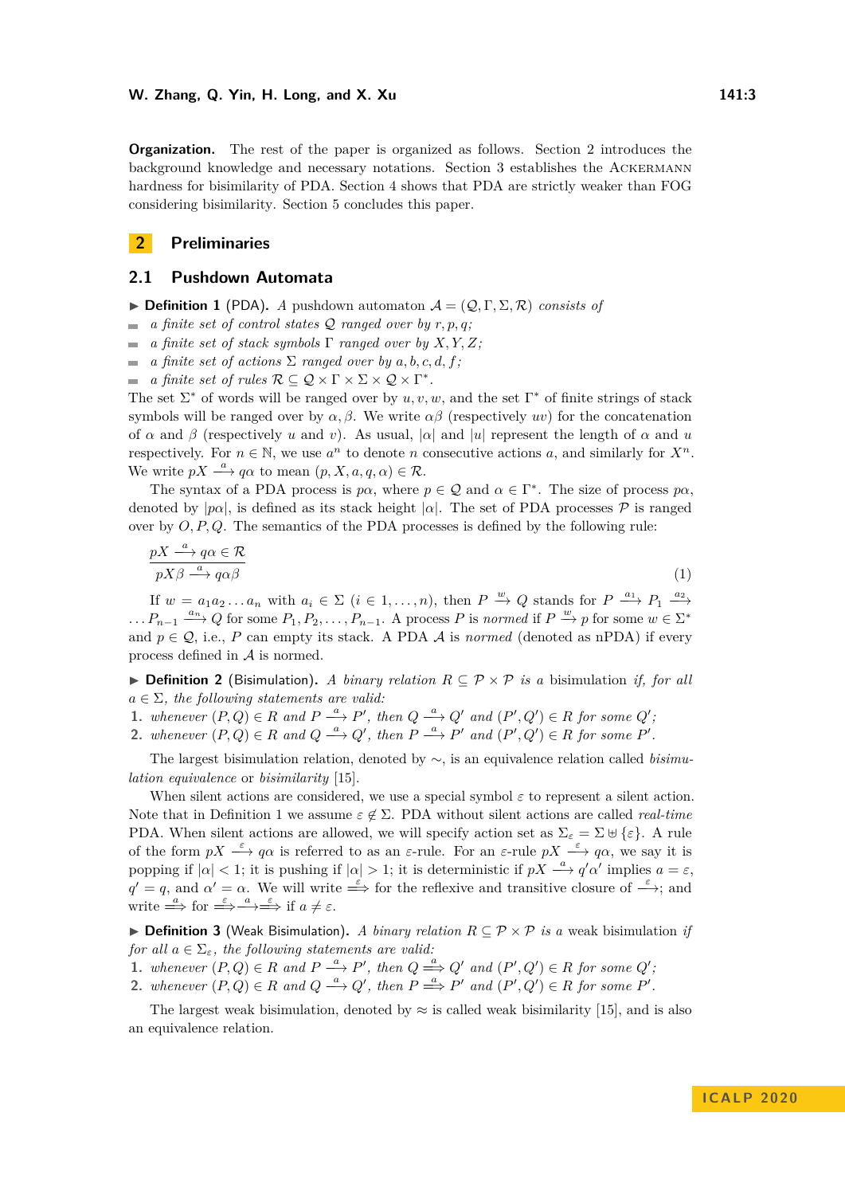**Organization.** The rest of the paper is organized as follows. Section 2 introduces the background knowledge and necessary notations. Section 3 establishes the ACKERMANN hardness for bisimilarity of PDA. Section 4 shows that PDA are strictly weaker than FOG considering bisimilarity. Section 5 concludes this paper.

## 2 Preliminaries

### 2.1 Pushdown Automata

▶ **Definition 1** (PDA). *A pushdown automaton $\mathcal{A} = (\mathcal{Q}, \Gamma, \Sigma, \mathcal{R})$ consists of*

- *a finite set of control states $\mathcal{Q}$ ranged over by $r, p, q$;*
- *a finite set of stack symbols $\Gamma$ ranged over by $X, Y, Z$;*
- *a finite set of actions $\Sigma$ ranged over by $a, b, c, d, f$;*
- *a finite set of rules $\mathcal{R} \subseteq \mathcal{Q} \times \Gamma \times \Sigma \times \mathcal{Q} \times \Gamma^*$.*

The set $\Sigma^*$ of words will be ranged over by $u, v, w$, and the set $\Gamma^*$ of finite strings of stack symbols will be ranged over by $\alpha, \beta$. We write $\alpha\beta$ (respectively $uv$) for the concatenation of $\alpha$ and $\beta$ (respectively $u$ and $v$). As usual, $|\alpha|$ and $|u|$ represent the length of $\alpha$ and $u$ respectively. For $n \in \mathbb{N}$, we use $a^n$ to denote $n$ consecutive actions $a$, and similarly for $X^n$. We write $pX \xrightarrow{a} q\alpha$ to mean $(p, X, a, q, \alpha) \in \mathcal{R}$.

The syntax of a PDA process is $p\alpha$, where $p \in \mathcal{Q}$ and $\alpha \in \Gamma^*$. The size of process $p\alpha$, denoted by $|p\alpha|$, is defined as its stack height $|\alpha|$. The set of PDA processes $\mathcal{P}$ is ranged over by $O, P, Q$. The semantics of the PDA processes is defined by the following rule:

$$\frac{pX \xrightarrow{a} q\alpha \in \mathcal{R}}{pX\beta \xrightarrow{a} q\alpha\beta} \tag{1}$$

If $w = a_1 a_2 \ldots a_n$ with $a_i \in \Sigma$ $(i \in 1, \ldots, n)$, then $P \xrightarrow{w} Q$ stands for $P \xrightarrow{a_1} P_1 \xrightarrow{a_2} \ldots P_{n-1} \xrightarrow{a_n} Q$ for some $P_1, P_2, \ldots, P_{n-1}$. A process $P$ is *normed* if $P \xrightarrow{w} p$ for some $w \in \Sigma^*$ and $p \in \mathcal{Q}$, i.e., $P$ can empty its stack. A PDA $\mathcal{A}$ is *normed* (denoted as nPDA) if every process defined in $\mathcal{A}$ is normed.

▶ **Definition 2** (Bisimulation). *A binary relation $R \subseteq \mathcal{P} \times \mathcal{P}$ is a* bisimulation *if, for all $a \in \Sigma$, the following statements are valid:*

1. *whenever $(P, Q) \in R$ and $P \xrightarrow{a} P'$, then $Q \xrightarrow{a} Q'$ and $(P', Q') \in R$ for some $Q'$;*
2. *whenever $(P, Q) \in R$ and $Q \xrightarrow{a} Q'$, then $P \xrightarrow{a} P'$ and $(P', Q') \in R$ for some $P'$.*

The largest bisimulation relation, denoted by $\sim$, is an equivalence relation called *bisimulation equivalence* or *bisimilarity* [15].

When silent actions are considered, we use a special symbol $\varepsilon$ to represent a silent action. Note that in Definition 1 we assume $\varepsilon \notin \Sigma$. PDA without silent actions are called *real-time* PDA. When silent actions are allowed, we will specify action set as $\Sigma_\varepsilon = \Sigma \uplus \{\varepsilon\}$. A rule of the form $pX \xrightarrow{\varepsilon} q\alpha$ is referred to as an $\varepsilon$-rule. For an $\varepsilon$-rule $pX \xrightarrow{\varepsilon} q\alpha$, we say it is popping if $|\alpha| < 1$; it is pushing if $|\alpha| > 1$; it is deterministic if $pX \xrightarrow{a} q'\alpha'$ implies $a = \varepsilon$, $q' = q$, and $\alpha' = \alpha$. We will write $\overset{\varepsilon}{\Longrightarrow}$ for the reflexive and transitive closure of $\xrightarrow{\varepsilon}$; and write $\overset{a}{\Longrightarrow}$ for $\overset{\varepsilon}{\Longrightarrow}\xrightarrow{a}\overset{\varepsilon}{\Longrightarrow}$ if $a \neq \varepsilon$.

▶ **Definition 3** (Weak Bisimulation). *A binary relation $R \subseteq \mathcal{P} \times \mathcal{P}$ is a* weak bisimulation *if for all $a \in \Sigma_\varepsilon$, the following statements are valid:*

1. *whenever $(P, Q) \in R$ and $P \xrightarrow{a} P'$, then $Q \overset{a}{\Longrightarrow} Q'$ and $(P', Q') \in R$ for some $Q'$;*
2. *whenever $(P, Q) \in R$ and $Q \xrightarrow{a} Q'$, then $P \overset{a}{\Longrightarrow} P'$ and $(P', Q') \in R$ for some $P'$.*

The largest weak bisimulation, denoted by $\approx$ is called weak bisimilarity [15], and is also an equivalence relation.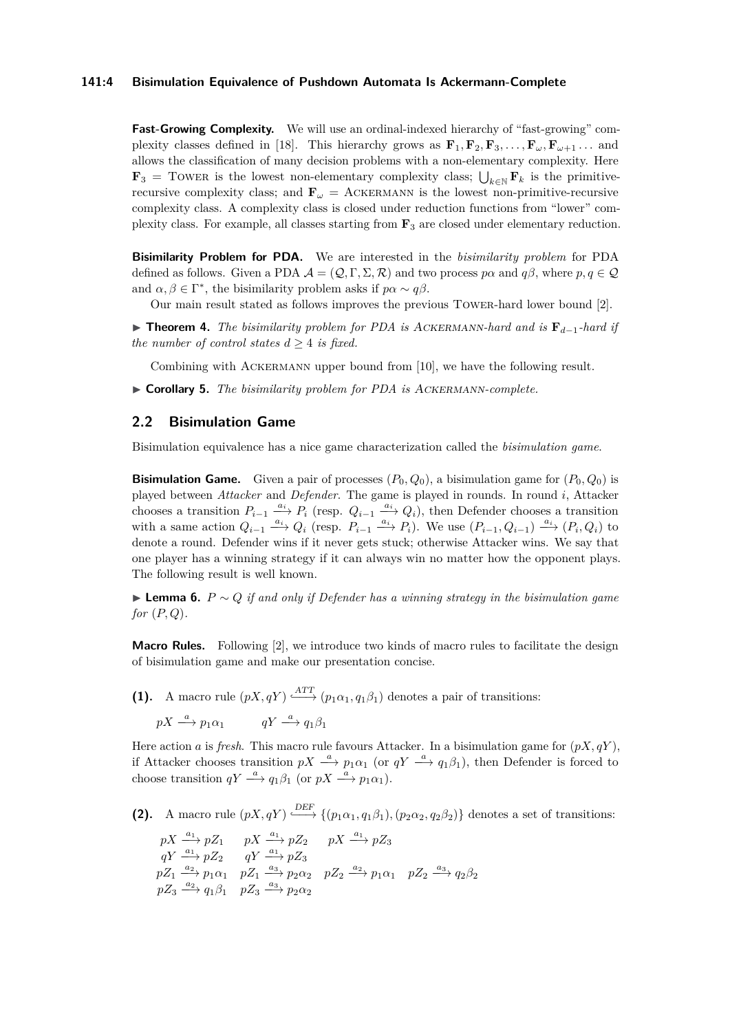**Fast-Growing Complexity.** We will use an ordinal-indexed hierarchy of "fast-growing" complexity classes defined in [18]. This hierarchy grows as $\mathbf{F}_1, \mathbf{F}_2, \mathbf{F}_3, \ldots, \mathbf{F}_\omega, \mathbf{F}_{\omega+1} \ldots$ and allows the classification of many decision problems with a non-elementary complexity. Here $\mathbf{F}_3 = \text{TOWER}$ is the lowest non-elementary complexity class; $\bigcup_{k \in \mathbb{N}} \mathbf{F}_k$ is the primitive-recursive complexity class; and $\mathbf{F}_\omega = \text{ACKERMANN}$ is the lowest non-primitive-recursive complexity class. A complexity class is closed under reduction functions from "lower" complexity class. For example, all classes starting from $\mathbf{F}_3$ are closed under elementary reduction.

**Bisimilarity Problem for PDA.** We are interested in the *bisimilarity problem* for PDA defined as follows. Given a PDA $\mathcal{A} = (\mathcal{Q}, \Gamma, \Sigma, \mathcal{R})$ and two process $p\alpha$ and $q\beta$, where $p, q \in \mathcal{Q}$ and $\alpha, \beta \in \Gamma^*$, the bisimilarity problem asks if $p\alpha \sim q\beta$.

Our main result stated as follows improves the previous TOWER-hard lower bound [2].

▶ **Theorem 4.** *The bisimilarity problem for PDA is* ACKERMANN*-hard and is $\mathbf{F}_{d-1}$-hard if the number of control states $d \geq 4$ is fixed.*

Combining with ACKERMANN upper bound from [10], we have the following result.

▶ **Corollary 5.** *The bisimilarity problem for PDA is* ACKERMANN*-complete.*

## 2.2 Bisimulation Game

Bisimulation equivalence has a nice game characterization called the *bisimulation game*.

**Bisimulation Game.** Given a pair of processes $(P_0, Q_0)$, a bisimulation game for $(P_0, Q_0)$ is played between *Attacker* and *Defender*. The game is played in rounds. In round $i$, Attacker chooses a transition $P_{i-1} \xrightarrow{a_i} P_i$ (resp. $Q_{i-1} \xrightarrow{a_i} Q_i$), then Defender chooses a transition with a same action $Q_{i-1} \xrightarrow{a_i} Q_i$ (resp. $P_{i-1} \xrightarrow{a_i} P_i$). We use $(P_{i-1}, Q_{i-1}) \xrightarrow{a_i} (P_i, Q_i)$ to denote a round. Defender wins if it never gets stuck; otherwise Attacker wins. We say that one player has a winning strategy if it can always win no matter how the opponent plays. The following result is well known.

▶ **Lemma 6.** *$P \sim Q$ if and only if Defender has a winning strategy in the bisimulation game for $(P, Q)$.*

**Macro Rules.** Following [2], we introduce two kinds of macro rules to facilitate the design of bisimulation game and make our presentation concise.

**(1).** A macro rule $(pX, qY) \xhookrightarrow{ATT} (p_1\alpha_1, q_1\beta_1)$ denotes a pair of transitions:

$$pX \xrightarrow{a} p_1\alpha_1 \qquad qY \xrightarrow{a} q_1\beta_1$$

Here action $a$ is *fresh*. This macro rule favours Attacker. In a bisimulation game for $(pX, qY)$, if Attacker chooses transition $pX \xrightarrow{a} p_1\alpha_1$ (or $qY \xrightarrow{a} q_1\beta_1$), then Defender is forced to choose transition $qY \xrightarrow{a} q_1\beta_1$ (or $pX \xrightarrow{a} p_1\alpha_1$).

**(2).** A macro rule $(pX, qY) \xhookrightarrow{DEF} \{(p_1\alpha_1, q_1\beta_1), (p_2\alpha_2, q_2\beta_2)\}$ denotes a set of transitions:

$$\begin{array}{llll}
pX \xrightarrow{a_1} pZ_1 & pX \xrightarrow{a_1} pZ_2 & pX \xrightarrow{a_1} pZ_3 & \\
qY \xrightarrow{a_1} pZ_2 & qY \xrightarrow{a_1} pZ_3 & & \\
pZ_1 \xrightarrow{a_2} p_1\alpha_1 & pZ_1 \xrightarrow{a_3} p_2\alpha_2 & pZ_2 \xrightarrow{a_2} p_1\alpha_1 & pZ_2 \xrightarrow{a_3} q_2\beta_2 \\
pZ_3 \xrightarrow{a_2} q_1\beta_1 & pZ_3 \xrightarrow{a_3} p_2\alpha_2 & &
\end{array}$$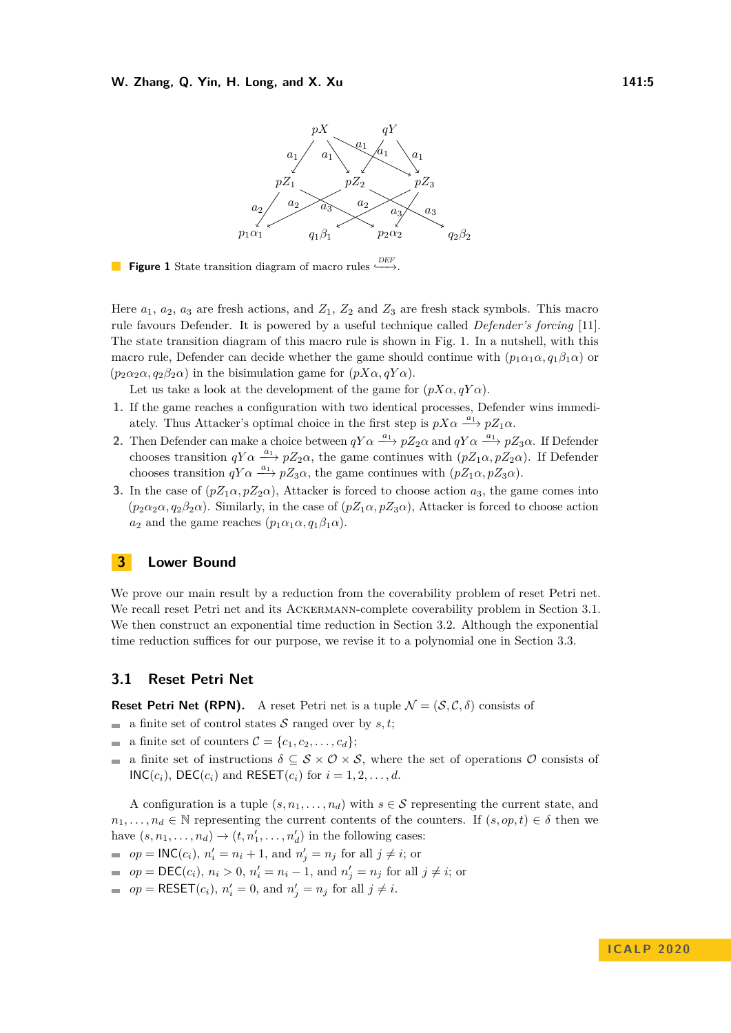**Figure 1** State transition diagram of macro rules $\overset{DEF}{\hookrightarrow}$.

Here $a_1$, $a_2$, $a_3$ are fresh actions, and $Z_1$, $Z_2$ and $Z_3$ are fresh stack symbols. This macro rule favours Defender. It is powered by a useful technique called *Defender's forcing* [11]. The state transition diagram of this macro rule is shown in Fig. 1. In a nutshell, with this macro rule, Defender can decide whether the game should continue with $(p_1\alpha_1\alpha, q_1\beta_1\alpha)$ or $(p_2\alpha_2\alpha, q_2\beta_2\alpha)$ in the bisimulation game for $(pX\alpha, qY\alpha)$.

Let us take a look at the development of the game for $(pX\alpha, qY\alpha)$.

1. If the game reaches a configuration with two identical processes, Defender wins immediately. Thus Attacker's optimal choice in the first step is $pX\alpha \xrightarrow{a_1} pZ_1\alpha$.
2. Then Defender can make a choice between $qY\alpha \xrightarrow{a_1} pZ_2\alpha$ and $qY\alpha \xrightarrow{a_1} pZ_3\alpha$. If Defender chooses transition $qY\alpha \xrightarrow{a_1} pZ_2\alpha$, the game continues with $(pZ_1\alpha, pZ_2\alpha)$. If Defender chooses transition $qY\alpha \xrightarrow{a_1} pZ_3\alpha$, the game continues with $(pZ_1\alpha, pZ_3\alpha)$.
3. In the case of $(pZ_1\alpha, pZ_2\alpha)$, Attacker is forced to choose action $a_3$, the game comes into $(p_2\alpha_2\alpha, q_2\beta_2\alpha)$. Similarly, in the case of $(pZ_1\alpha, pZ_3\alpha)$, Attacker is forced to choose action $a_2$ and the game reaches $(p_1\alpha_1\alpha, q_1\beta_1\alpha)$.

## 3 Lower Bound

We prove our main result by a reduction from the coverability problem of reset Petri net. We recall reset Petri net and its ACKERMANN-complete coverability problem in Section 3.1. We then construct an exponential time reduction in Section 3.2. Although the exponential time reduction suffices for our purpose, we revise it to a polynomial one in Section 3.3.

### 3.1 Reset Petri Net

**Reset Petri Net (RPN).** A reset Petri net is a tuple $\mathcal{N} = (\mathcal{S}, \mathcal{C}, \delta)$ consists of

- a finite set of control states $\mathcal{S}$ ranged over by $s, t$;
- a finite set of counters $\mathcal{C} = \{c_1, c_2, \ldots, c_d\}$;
- a finite set of instructions $\delta \subseteq \mathcal{S} \times \mathcal{O} \times \mathcal{S}$, where the set of operations $\mathcal{O}$ consists of $\mathsf{INC}(c_i)$, $\mathsf{DEC}(c_i)$ and $\mathsf{RESET}(c_i)$ for $i = 1, 2, \ldots, d$.

A configuration is a tuple $(s, n_1, \ldots, n_d)$ with $s \in \mathcal{S}$ representing the current state, and $n_1, \ldots, n_d \in \mathbb{N}$ representing the current contents of the counters. If $(s, op, t) \in \delta$ then we have $(s, n_1, \ldots, n_d) \to (t, n'_1, \ldots, n'_d)$ in the following cases:

- $op = \mathsf{INC}(c_i)$, $n'_i = n_i + 1$, and $n'_j = n_j$ for all $j \neq i$; or
- $op = \mathsf{DEC}(c_i)$, $n_i > 0$, $n'_i = n_i - 1$, and $n'_j = n_j$ for all $j \neq i$; or
- $op = \mathsf{RESET}(c_i)$, $n'_i = 0$, and $n'_j = n_j$ for all $j \neq i$.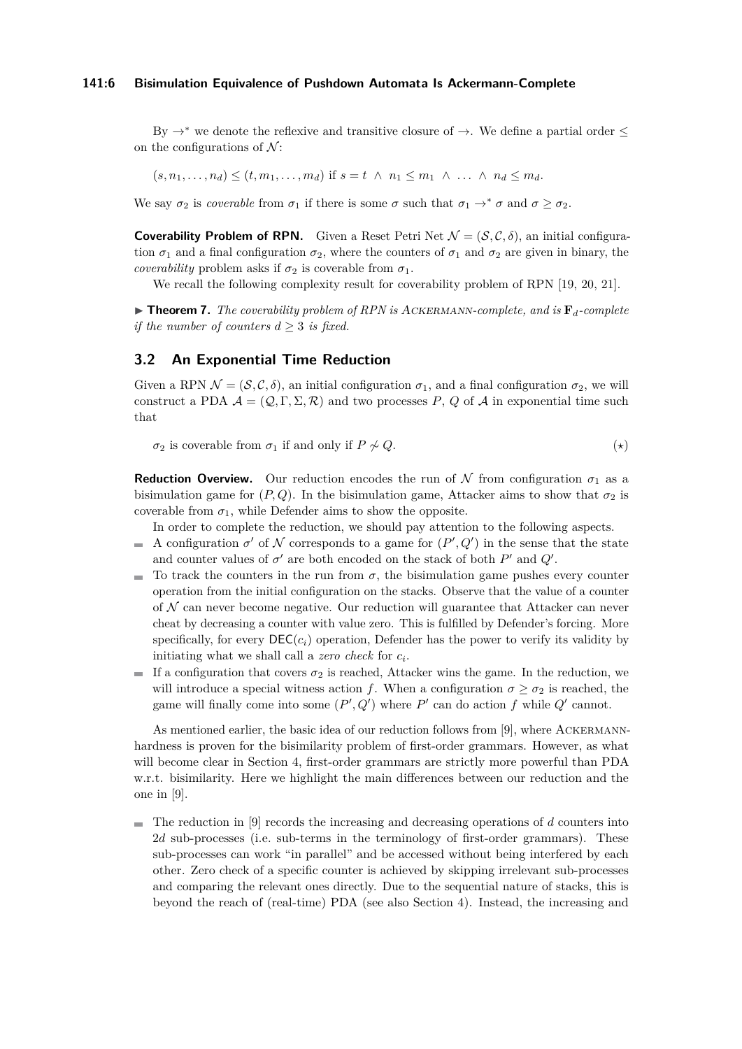By $\to^*$ we denote the reflexive and transitive closure of $\to$. We define a partial order $\leq$ on the configurations of $\mathcal{N}$:

$$(s, n_1, \ldots, n_d) \leq (t, m_1, \ldots, m_d) \text{ if } s = t \ \wedge \ n_1 \leq m_1 \ \wedge \ \ldots \ \wedge \ n_d \leq m_d.$$

We say $\sigma_2$ is *coverable* from $\sigma_1$ if there is some $\sigma$ such that $\sigma_1 \to^* \sigma$ and $\sigma \geq \sigma_2$.

**Coverability Problem of RPN.** Given a Reset Petri Net $\mathcal{N} = (\mathcal{S}, \mathcal{C}, \delta)$, an initial configuration $\sigma_1$ and a final configuration $\sigma_2$, where the counters of $\sigma_1$ and $\sigma_2$ are given in binary, the *coverability* problem asks if $\sigma_2$ is coverable from $\sigma_1$.

We recall the following complexity result for coverability problem of RPN [19, 20, 21].

▶ **Theorem 7.** *The coverability problem of RPN is* Ackermann*-complete, and is* $\mathbf{F}_d$*-complete if the number of counters* $d \geq 3$ *is fixed.*

## 3.2 An Exponential Time Reduction

Given a RPN $\mathcal{N} = (\mathcal{S}, \mathcal{C}, \delta)$, an initial configuration $\sigma_1$, and a final configuration $\sigma_2$, we will construct a PDA $\mathcal{A} = (\mathcal{Q}, \Gamma, \Sigma, \mathcal{R})$ and two processes $P$, $Q$ of $\mathcal{A}$ in exponential time such that

$$\sigma_2 \text{ is coverable from } \sigma_1 \text{ if and only if } P \not\sim Q. \qquad (\star)$$

**Reduction Overview.** Our reduction encodes the run of $\mathcal{N}$ from configuration $\sigma_1$ as a bisimulation game for $(P, Q)$. In the bisimulation game, Attacker aims to show that $\sigma_2$ is coverable from $\sigma_1$, while Defender aims to show the opposite.

In order to complete the reduction, we should pay attention to the following aspects.

- A configuration $\sigma'$ of $\mathcal{N}$ corresponds to a game for $(P', Q')$ in the sense that the state and counter values of $\sigma'$ are both encoded on the stack of both $P'$ and $Q'$.
- To track the counters in the run from $\sigma$, the bisimulation game pushes every counter operation from the initial configuration on the stacks. Observe that the value of a counter of $\mathcal{N}$ can never become negative. Our reduction will guarantee that Attacker can never cheat by decreasing a counter with value zero. This is fulfilled by Defender's forcing. More specifically, for every $\mathsf{DEC}(c_i)$ operation, Defender has the power to verify its validity by initiating what we shall call a *zero check* for $c_i$.
- If a configuration that covers $\sigma_2$ is reached, Attacker wins the game. In the reduction, we will introduce a special witness action $f$. When a configuration $\sigma \geq \sigma_2$ is reached, the game will finally come into some $(P', Q')$ where $P'$ can do action $f$ while $Q'$ cannot.

As mentioned earlier, the basic idea of our reduction follows from [9], where Ackermann-hardness is proven for the bisimilarity problem of first-order grammars. However, as what will become clear in Section 4, first-order grammars are strictly more powerful than PDA w.r.t. bisimilarity. Here we highlight the main differences between our reduction and the one in [9].

- The reduction in [9] records the increasing and decreasing operations of $d$ counters into $2d$ sub-processes (i.e. sub-terms in the terminology of first-order grammars). These sub-processes can work "in parallel" and be accessed without being interfered by each other. Zero check of a specific counter is achieved by skipping irrelevant sub-processes and comparing the relevant ones directly. Due to the sequential nature of stacks, this is beyond the reach of (real-time) PDA (see also Section 4). Instead, the increasing and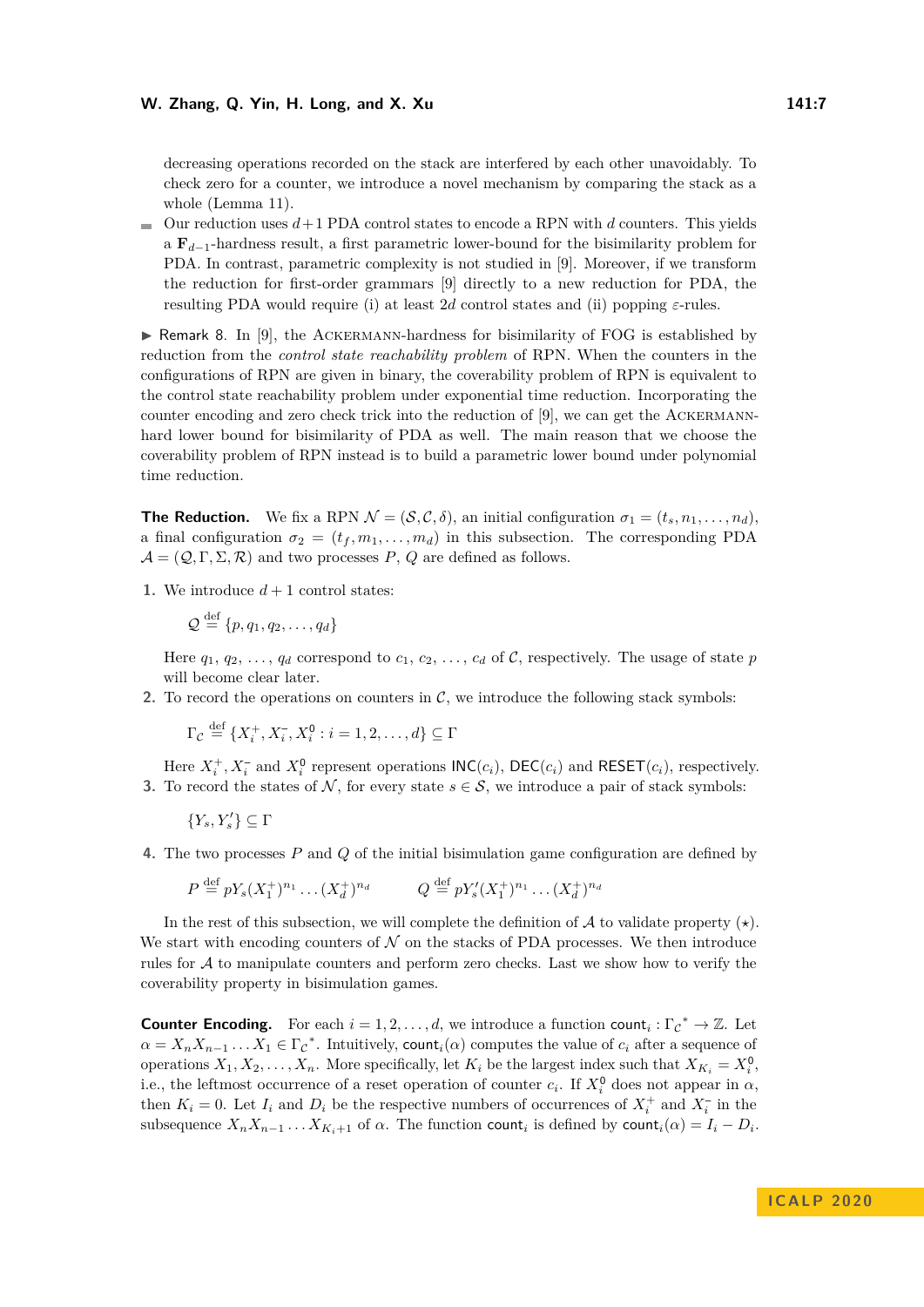decreasing operations recorded on the stack are interfered by each other unavoidably. To check zero for a counter, we introduce a novel mechanism by comparing the stack as a whole (Lemma 11).

- Our reduction uses $d+1$ PDA control states to encode a RPN with $d$ counters. This yields a $\mathbf{F}_{d-1}$-hardness result, a first parametric lower-bound for the bisimilarity problem for PDA. In contrast, parametric complexity is not studied in [9]. Moreover, if we transform the reduction for first-order grammars [9] directly to a new reduction for PDA, the resulting PDA would require (i) at least $2d$ control states and (ii) popping $\varepsilon$-rules.

▶ Remark 8. In [9], the Ackermann-hardness for bisimilarity of FOG is established by reduction from the *control state reachability problem* of RPN. When the counters in the configurations of RPN are given in binary, the coverability problem of RPN is equivalent to the control state reachability problem under exponential time reduction. Incorporating the counter encoding and zero check trick into the reduction of [9], we can get the Ackermann-hard lower bound for bisimilarity of PDA as well. The main reason that we choose the coverability problem of RPN instead is to build a parametric lower bound under polynomial time reduction.

**The Reduction.** We fix a RPN $\mathcal{N} = (\mathcal{S}, \mathcal{C}, \delta)$, an initial configuration $\sigma_1 = (t_s, n_1, \ldots, n_d)$, a final configuration $\sigma_2 = (t_f, m_1, \ldots, m_d)$ in this subsection. The corresponding PDA $\mathcal{A} = (\mathcal{Q}, \Gamma, \Sigma, \mathcal{R})$ and two processes $P$, $Q$ are defined as follows.

1. We introduce $d+1$ control states:

   $$\mathcal{Q} \stackrel{\text{def}}{=} \{p, q_1, q_2, \ldots, q_d\}$$

   Here $q_1$, $q_2$, $\ldots$, $q_d$ correspond to $c_1$, $c_2$, $\ldots$, $c_d$ of $\mathcal{C}$, respectively. The usage of state $p$ will become clear later.
2. To record the operations on counters in $\mathcal{C}$, we introduce the following stack symbols:

   $$\Gamma_{\mathcal{C}} \stackrel{\text{def}}{=} \{X_i^+, X_i^-, X_i^0 : i = 1, 2, \ldots, d\} \subseteq \Gamma$$

   Here $X_i^+, X_i^-$ and $X_i^0$ represent operations $\mathsf{INC}(c_i)$, $\mathsf{DEC}(c_i)$ and $\mathsf{RESET}(c_i)$, respectively.
3. To record the states of $\mathcal{N}$, for every state $s \in \mathcal{S}$, we introduce a pair of stack symbols:

   $$\{Y_s, Y'_s\} \subseteq \Gamma$$

4. The two processes $P$ and $Q$ of the initial bisimulation game configuration are defined by

   $$P \stackrel{\text{def}}{=} pY_s(X_1^+)^{n_1} \ldots (X_d^+)^{n_d} \qquad Q \stackrel{\text{def}}{=} pY'_s(X_1^+)^{n_1} \ldots (X_d^+)^{n_d}$$

In the rest of this subsection, we will complete the definition of $\mathcal{A}$ to validate property $(\star)$. We start with encoding counters of $\mathcal{N}$ on the stacks of PDA processes. We then introduce rules for $\mathcal{A}$ to manipulate counters and perform zero checks. Last we show how to verify the coverability property in bisimulation games.

**Counter Encoding.** For each $i = 1, 2, \ldots, d$, we introduce a function $\mathsf{count}_i : {\Gamma_{\mathcal{C}}}^* \to \mathbb{Z}$. Let $\alpha = X_n X_{n-1} \ldots X_1 \in {\Gamma_{\mathcal{C}}}^*$. Intuitively, $\mathsf{count}_i(\alpha)$ computes the value of $c_i$ after a sequence of operations $X_1, X_2, \ldots, X_n$. More specifically, let $K_i$ be the largest index such that $X_{K_i} = X_i^0$, i.e., the leftmost occurrence of a reset operation of counter $c_i$. If $X_i^0$ does not appear in $\alpha$, then $K_i = 0$. Let $I_i$ and $D_i$ be the respective numbers of occurrences of $X_i^+$ and $X_i^-$ in the subsequence $X_n X_{n-1} \ldots X_{K_i+1}$ of $\alpha$. The function $\mathsf{count}_i$ is defined by $\mathsf{count}_i(\alpha) = I_i - D_i$.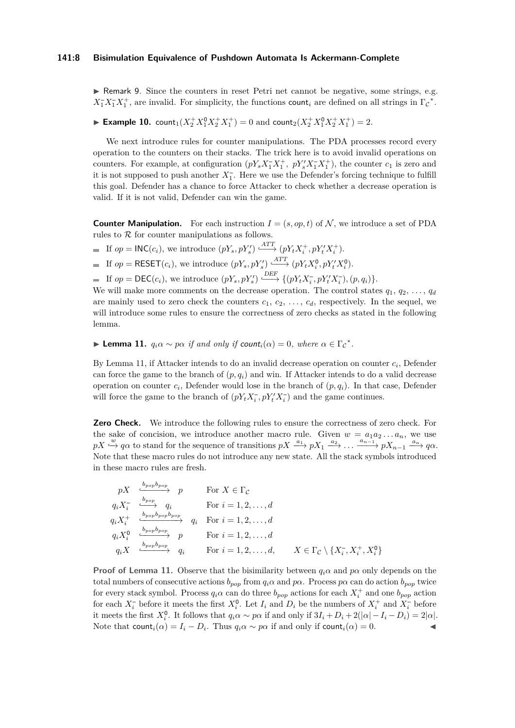▶ Remark 9. Since the counters in reset Petri net cannot be negative, some strings, e.g. $X_1^- X_1^- X_1^+$, are invalid. For simplicity, the functions $\mathsf{count}_i$ are defined on all strings in $\Gamma_{\mathcal{C}}{}^*$.

▶ **Example 10.** $\mathsf{count}_1(X_2^+ X_1^0 X_2^+ X_1^+) = 0$ and $\mathsf{count}_2(X_2^+ X_1^0 X_2^+ X_1^+) = 2$.

We next introduce rules for counter manipulations. The PDA processes record every operation to the counters on their stacks. The trick here is to avoid invalid operations on counters. For example, at configuration $(pY_s X_1^- X_1^+,\ pY_s' X_1^- X_1^+)$, the counter $c_1$ is zero and it is not supposed to push another $X_1^-$. Here we use the Defender's forcing technique to fulfill this goal. Defender has a chance to force Attacker to check whether a decrease operation is valid. If it is not valid, Defender can win the game.

**Counter Manipulation.** For each instruction $I = (s, op, t)$ of $\mathcal{N}$, we introduce a set of PDA rules to $\mathcal{R}$ for counter manipulations as follows.

- If $op = \mathsf{INC}(c_i)$, we introduce $(pY_s, pY_s') \xhookrightarrow{ATT} (pY_t X_i^+, pY_t' X_i^+)$.
- If $op = \mathsf{RESET}(c_i)$, we introduce $(pY_s, pY_s') \xhookrightarrow{ATT} (pY_t X_i^0, pY_t' X_i^0)$.
- If $op = \mathsf{DEC}(c_i)$, we introduce $(pY_s, pY_s') \xhookrightarrow{DEF} \{(pY_t X_i^-, pY_t' X_i^-), (p, q_i)\}$.

We will make more comments on the decrease operation. The control states $q_1, q_2, \ldots, q_d$ are mainly used to zero check the counters $c_1, c_2, \ldots, c_d$, respectively. In the sequel, we will introduce some rules to ensure the correctness of zero checks as stated in the following lemma.

▶ **Lemma 11.** *$q_i\alpha \sim p\alpha$ if and only if $\mathsf{count}_i(\alpha) = 0$, where $\alpha \in \Gamma_{\mathcal{C}}{}^*$.*

By Lemma 11, if Attacker intends to do an invalid decrease operation on counter $c_i$, Defender can force the game to the branch of $(p, q_i)$ and win. If Attacker intends to do a valid decrease operation on counter $c_i$, Defender would lose in the branch of $(p, q_i)$. In that case, Defender will force the game to the branch of $(pY_t X_i^-, pY_t' X_i^-)$ and the game continues.

**Zero Check.** We introduce the following rules to ensure the correctness of zero check. For the sake of concision, we introduce another macro rule. Given $w = a_1 a_2 \ldots a_n$, we use $pX \overset{w}{\hookrightarrow} q\alpha$ to stand for the sequence of transitions $pX \xrightarrow{a_1} pX_1 \xrightarrow{a_2} \ldots \xrightarrow{a_{n-1}} pX_{n-1} \xrightarrow{a_n} q\alpha$. Note that these macro rules do not introduce any new state. All the stack symbols introduced in these macro rules are fresh.

$$
\begin{array}{rcll}
pX & \xhookrightarrow{b_{pop} b_{pop}} & p & \text{For } X \in \Gamma_{\mathcal{C}} \\
q_i X_i^- & \xhookrightarrow{b_{pop}} & q_i & \text{For } i = 1, 2, \ldots, d \\
q_i X_i^+ & \xhookrightarrow{b_{pop} b_{pop} b_{pop}} & q_i & \text{For } i = 1, 2, \ldots, d \\
q_i X_i^0 & \xhookrightarrow{b_{pop} b_{pop}} & p & \text{For } i = 1, 2, \ldots, d \\
q_i X & \xhookrightarrow{b_{pop} b_{pop}} & q_i & \text{For } i = 1, 2, \ldots, d, \qquad X \in \Gamma_{\mathcal{C}} \setminus \{X_i^-, X_i^+, X_i^0\}
\end{array}
$$

**Proof of Lemma 11.** Observe that the bisimilarity between $q_i\alpha$ and $p\alpha$ only depends on the total numbers of consecutive actions $b_{pop}$ from $q_i\alpha$ and $p\alpha$. Process $p\alpha$ can do action $b_{pop}$ twice for every stack symbol. Process $q_i\alpha$ can do three $b_{pop}$ actions for each $X_i^+$ and one $b_{pop}$ action for each $X_i^-$ before it meets the first $X_i^0$. Let $I_i$ and $D_i$ be the numbers of $X_i^+$ and $X_i^-$ before it meets the first $X_i^0$. It follows that $q_i\alpha \sim p\alpha$ if and only if $3I_i + D_i + 2(|\alpha| - I_i - D_i) = 2|\alpha|$. Note that $\mathsf{count}_i(\alpha) = I_i - D_i$. Thus $q_i\alpha \sim p\alpha$ if and only if $\mathsf{count}_i(\alpha) = 0$. ◀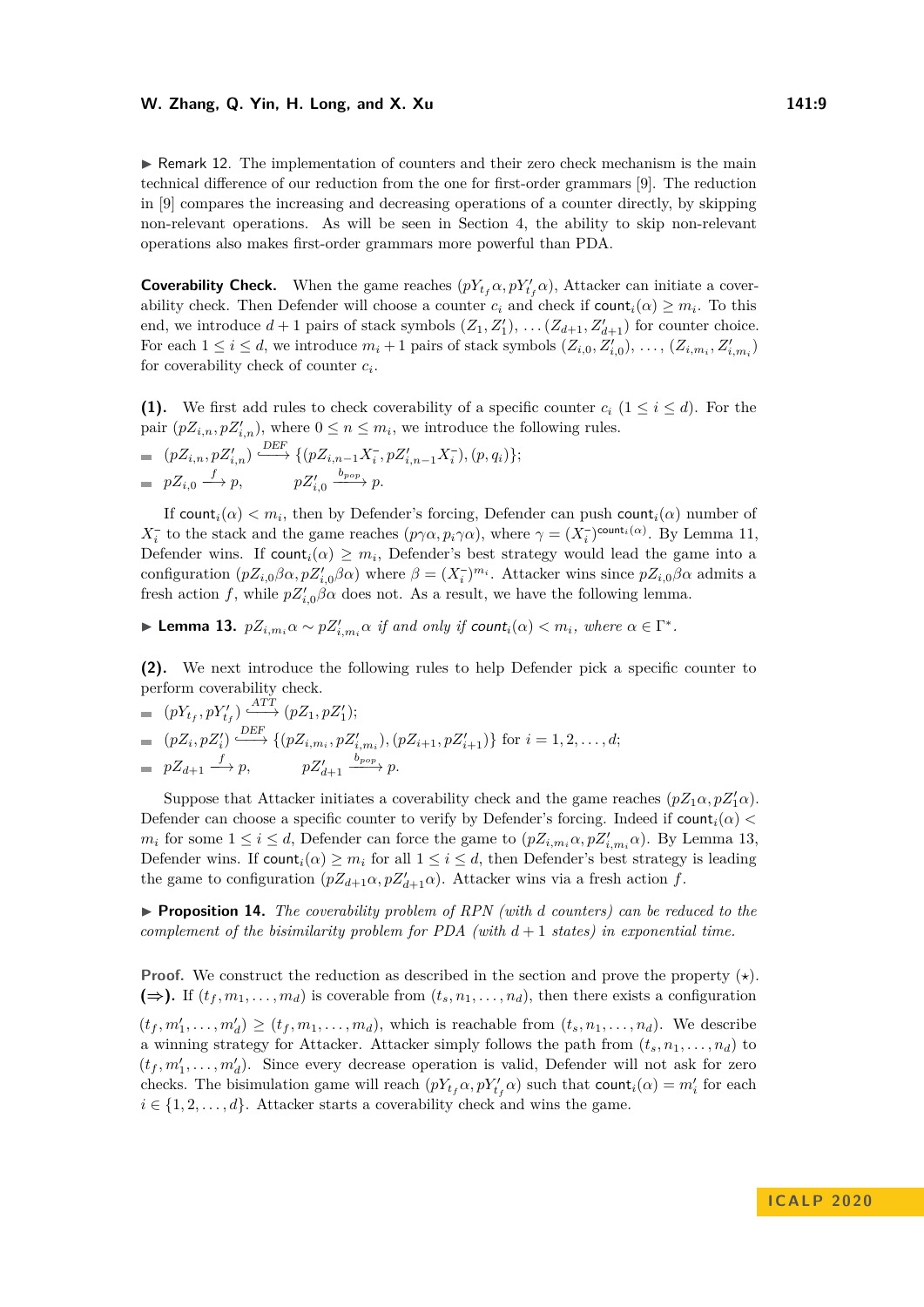▶ Remark 12. The implementation of counters and their zero check mechanism is the main technical difference of our reduction from the one for first-order grammars [9]. The reduction in [9] compares the increasing and decreasing operations of a counter directly, by skipping non-relevant operations. As will be seen in Section 4, the ability to skip non-relevant operations also makes first-order grammars more powerful than PDA.

**Coverability Check.** When the game reaches $(pY_{t_f}\alpha, pY'_{t_f}\alpha)$, Attacker can initiate a coverability check. Then Defender will choose a counter $c_i$ and check if $\mathsf{count}_i(\alpha) \geq m_i$. To this end, we introduce $d+1$ pairs of stack symbols $(Z_1, Z'_1), \ldots (Z_{d+1}, Z'_{d+1})$ for counter choice. For each $1 \leq i \leq d$, we introduce $m_i + 1$ pairs of stack symbols $(Z_{i,0}, Z'_{i,0}), \ldots, (Z_{i,m_i}, Z'_{i,m_i})$ for coverability check of counter $c_i$.

**(1).** We first add rules to check coverability of a specific counter $c_i$ ($1 \leq i \leq d$). For the pair $(pZ_{i,n}, pZ'_{i,n})$, where $0 \leq n \leq m_i$, we introduce the following rules.

- $(pZ_{i,n}, pZ'_{i,n}) \xrightarrow{DEF} \{(pZ_{i,n-1}X_i^-, pZ'_{i,n-1}X_i^-), (p, q_i)\}$;
- $pZ_{i,0} \xrightarrow{f} p, \qquad pZ'_{i,0} \xrightarrow{b_{pop}} p.$

If $\mathsf{count}_i(\alpha) < m_i$, then by Defender's forcing, Defender can push $\mathsf{count}_i(\alpha)$ number of $X_i^-$ to the stack and the game reaches $(p\gamma\alpha, p_i\gamma\alpha)$, where $\gamma = (X_i^-)^{\mathsf{count}_i(\alpha)}$. By Lemma 11, Defender wins. If $\mathsf{count}_i(\alpha) \geq m_i$, Defender's best strategy would lead the game into a configuration $(pZ_{i,0}\beta\alpha, pZ'_{i,0}\beta\alpha)$ where $\beta = (X_i^-)^{m_i}$. Attacker wins since $pZ_{i,0}\beta\alpha$ admits a fresh action $f$, while $pZ'_{i,0}\beta\alpha$ does not. As a result, we have the following lemma.

▶ **Lemma 13.** *$pZ_{i,m_i}\alpha \sim pZ'_{i,m_i}\alpha$ if and only if $\mathsf{count}_i(\alpha) < m_i$, where $\alpha \in \Gamma^*$.*

**(2).** We next introduce the following rules to help Defender pick a specific counter to perform coverability check.

- $(pY_{t_f}, pY'_{t_f}) \xrightarrow{ATT} (pZ_1, pZ'_1)$;
- $(pZ_i, pZ'_i) \xrightarrow{DEF} \{(pZ_{i,m_i}, pZ'_{i,m_i}), (pZ_{i+1}, pZ'_{i+1})\}$ for $i = 1, 2, \ldots, d$;
- $pZ_{d+1} \xrightarrow{f} p, \qquad pZ'_{d+1} \xrightarrow{b_{pop}} p.$

Suppose that Attacker initiates a coverability check and the game reaches $(pZ_1\alpha, pZ'_1\alpha)$. Defender can choose a specific counter to verify by Defender's forcing. Indeed if $\mathsf{count}_i(\alpha) < m_i$ for some $1 \leq i \leq d$, Defender can force the game to $(pZ_{i,m_i}\alpha, pZ'_{i,m_i}\alpha)$. By Lemma 13, Defender wins. If $\mathsf{count}_i(\alpha) \geq m_i$ for all $1 \leq i \leq d$, then Defender's best strategy is leading the game to configuration $(pZ_{d+1}\alpha, pZ'_{d+1}\alpha)$. Attacker wins via a fresh action $f$.

▶ **Proposition 14.** *The coverability problem of RPN (with $d$ counters) can be reduced to the complement of the bisimilarity problem for PDA (with $d+1$ states) in exponential time.*

**Proof.** We construct the reduction as described in the section and prove the property $(\star)$.
**($\Rightarrow$).** If $(t_f, m_1, \ldots, m_d)$ is coverable from $(t_s, n_1, \ldots, n_d)$, then there exists a configuration $(t_f, m'_1, \ldots, m'_d) \geq (t_f, m_1, \ldots, m_d)$, which is reachable from $(t_s, n_1, \ldots, n_d)$. We describe a winning strategy for Attacker. Attacker simply follows the path from $(t_s, n_1, \ldots, n_d)$ to $(t_f, m'_1, \ldots, m'_d)$. Since every decrease operation is valid, Defender will not ask for zero checks. The bisimulation game will reach $(pY_{t_f}\alpha, pY'_{t_f}\alpha)$ such that $\mathsf{count}_i(\alpha) = m'_i$ for each $i \in \{1, 2, \ldots, d\}$. Attacker starts a coverability check and wins the game.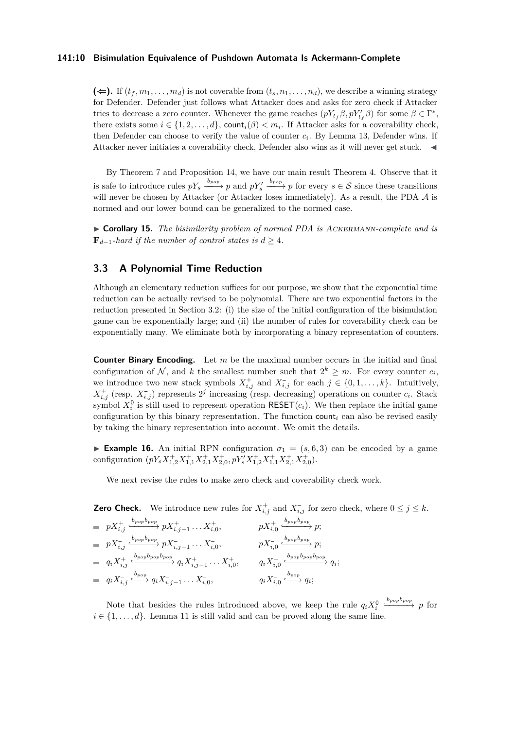**(⇐).** If $(t_f, m_1, \ldots, m_d)$ is not coverable from $(t_s, n_1, \ldots, n_d)$, we describe a winning strategy for Defender. Defender just follows what Attacker does and asks for zero check if Attacker tries to decrease a zero counter. Whenever the game reaches $(pY_{t_f}\beta, pY'_{t_f}\beta)$ for some $\beta \in \Gamma^*$, there exists some $i \in \{1, 2, \ldots, d\}$, $\mathsf{count}_i(\beta) < m_i$. If Attacker asks for a coverability check, then Defender can choose to verify the value of counter $c_i$. By Lemma 13, Defender wins. If Attacker never initiates a coverability check, Defender also wins as it will never get stuck. ◀

By Theorem 7 and Proposition 14, we have our main result Theorem 4. Observe that it is safe to introduce rules $pY_s \xrightarrow{b_{pop}} p$ and $pY'_s \xrightarrow{b_{pop}} p$ for every $s \in \mathcal{S}$ since these transitions will never be chosen by Attacker (or Attacker loses immediately). As a result, the PDA $\mathcal{A}$ is normed and our lower bound can be generalized to the normed case.

▶ **Corollary 15.** *The bisimilarity problem of normed PDA is* ACKERMANN*-complete and is* $\mathbf{F}_{d-1}$*-hard if the number of control states is* $d \geq 4$.

## 3.3 A Polynomial Time Reduction

Although an elementary reduction suffices for our purpose, we show that the exponential time reduction can be actually revised to be polynomial. There are two exponential factors in the reduction presented in Section 3.2: (i) the size of the initial configuration of the bisimulation game can be exponentially large; and (ii) the number of rules for coverability check can be exponentially many. We eliminate both by incorporating a binary representation of counters.

**Counter Binary Encoding.** Let $m$ be the maximal number occurs in the initial and final configuration of $\mathcal{N}$, and $k$ the smallest number such that $2^k \geq m$. For every counter $c_i$, we introduce two new stack symbols $X^+_{i,j}$ and $X^-_{i,j}$ for each $j \in \{0, 1, \ldots, k\}$. Intuitively, $X^+_{i,j}$ (resp. $X^-_{i,j}$) represents $2^j$ increasing (resp. decreasing) operations on counter $c_i$. Stack symbol $X^0_i$ is still used to represent operation $\mathsf{RESET}(c_i)$. We then replace the initial game configuration by this binary representation. The function $\mathsf{count}_i$ can also be revised easily by taking the binary representation into account. We omit the details.

▶ **Example 16.** An initial RPN configuration $\sigma_1 = (s, 6, 3)$ can be encoded by a game configuration $(pY_s X^+_{1,2} X^+_{1,1} X^+_{2,1} X^+_{2,0}, pY'_s X^+_{1,2} X^+_{1,1} X^+_{2,1} X^+_{2,0})$.

We next revise the rules to make zero check and coverability check work.

**Zero Check.** We introduce new rules for $X^+_{i,j}$ and $X^-_{i,j}$ for zero check, where $0 \leq j \leq k$.

- $pX^+_{i,j} \xhookrightarrow{b_{pop} b_{pop}} pX^+_{i,j-1} \ldots X^+_{i,0}$, $\quad pX^+_{i,0} \xhookrightarrow{b_{pop} b_{pop}} p$;
- $pX^-_{i,j} \xhookrightarrow{b_{pop} b_{pop}} pX^-_{i,j-1} \ldots X^-_{i,0}$, $\quad pX^-_{i,0} \xhookrightarrow{b_{pop} b_{pop}} p$;
- $q_i X^+_{i,j} \xhookrightarrow{b_{pop} b_{pop} b_{pop}} q_i X^+_{i,j-1} \ldots X^+_{i,0}$, $\quad q_i X^+_{i,0} \xhookrightarrow{b_{pop} b_{pop} b_{pop}} q_i$;
- $q_i X^-_{i,j} \xhookrightarrow{b_{pop}} q_i X^-_{i,j-1} \ldots X^-_{i,0}$, $\quad q_i X^-_{i,0} \xhookrightarrow{b_{pop}} q_i$;

Note that besides the rules introduced above, we keep the rule $q_i X^0_i \xhookrightarrow{b_{pop} b_{pop}} p$ for $i \in \{1, \ldots, d\}$. Lemma 11 is still valid and can be proved along the same line.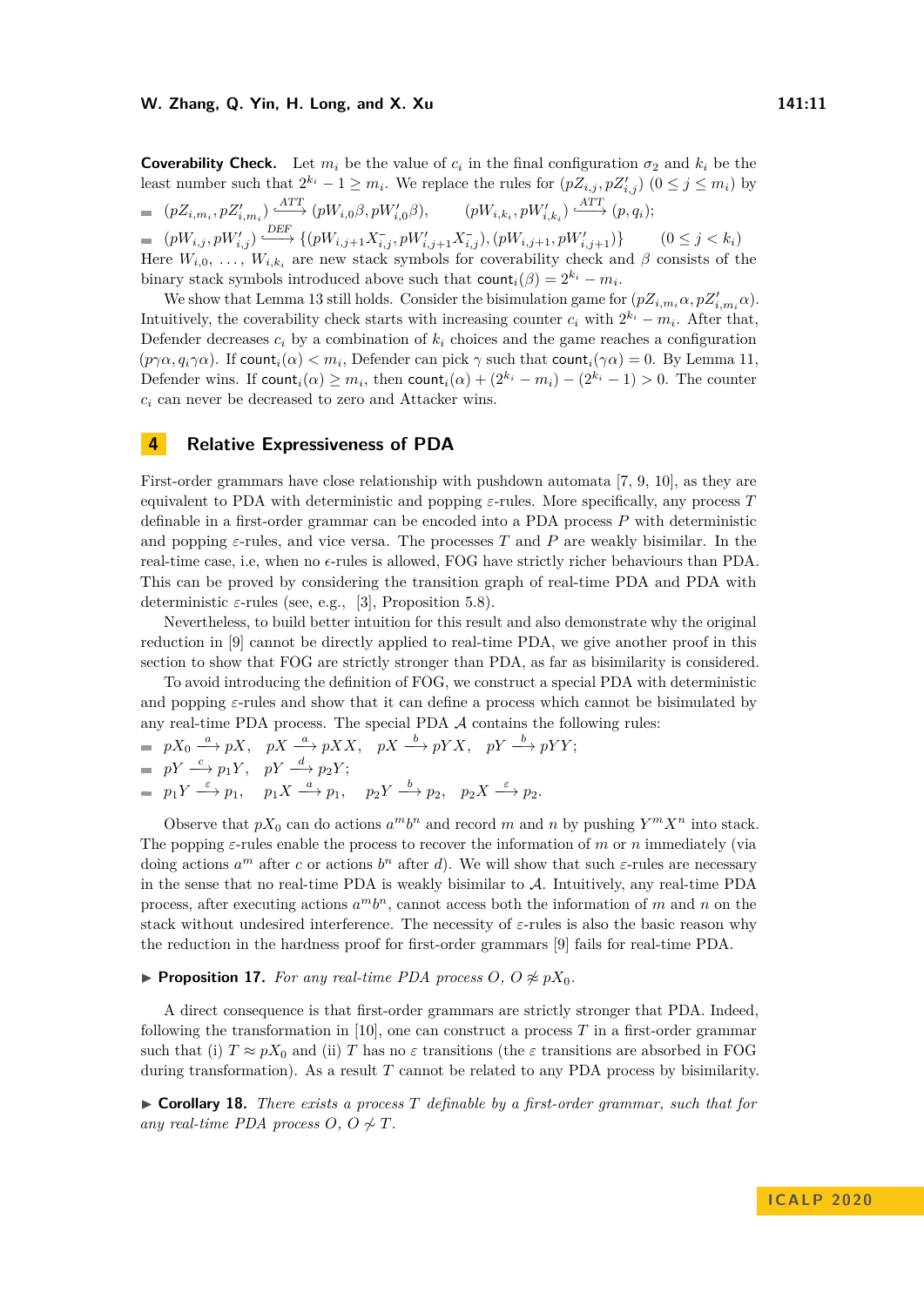**Coverability Check.** Let $m_i$ be the value of $c_i$ in the final configuration $\sigma_2$ and $k_i$ be the least number such that $2^{k_i} - 1 \geq m_i$. We replace the rules for $(pZ_{i,j}, pZ'_{i,j})$ $(0 \leq j \leq m_i)$ by

- $(pZ_{i,m_i}, pZ'_{i,m_i}) \xrightarrow{ATT} (pW_{i,0}\beta, pW'_{i,0}\beta)$, $\qquad (pW_{i,k_i}, pW'_{i,k_i}) \xrightarrow{ATT} (p, q_i)$;
- $(pW_{i,j}, pW'_{i,j}) \xrightarrow{DEF} \{(pW_{i,j+1}X^-_{i,j}, pW'_{i,j+1}X^-_{i,j}), (pW_{i,j+1}, pW'_{i,j+1})\}$ $\qquad (0 \leq j < k_i)$

Here $W_{i,0}, \ldots, W_{i,k_i}$ are new stack symbols for coverability check and $\beta$ consists of the binary stack symbols introduced above such that $\mathsf{count}_i(\beta) = 2^{k_i} - m_i$.

We show that Lemma 13 still holds. Consider the bisimulation game for $(pZ_{i,m_i}\alpha, pZ'_{i,m_i}\alpha)$. Intuitively, the coverability check starts with increasing counter $c_i$ with $2^{k_i} - m_i$. After that, Defender decreases $c_i$ by a combination of $k_i$ choices and the game reaches a configuration $(p\gamma\alpha, q_i\gamma\alpha)$. If $\mathsf{count}_i(\alpha) < m_i$, Defender can pick $\gamma$ such that $\mathsf{count}_i(\gamma\alpha) = 0$. By Lemma 11, Defender wins. If $\mathsf{count}_i(\alpha) \geq m_i$, then $\mathsf{count}_i(\alpha) + (2^{k_i} - m_i) - (2^{k_i} - 1) > 0$. The counter $c_i$ can never be decreased to zero and Attacker wins.

# 4 Relative Expressiveness of PDA

First-order grammars have close relationship with pushdown automata [7, 9, 10], as they are equivalent to PDA with deterministic and popping $\varepsilon$-rules. More specifically, any process $T$ definable in a first-order grammar can be encoded into a PDA process $P$ with deterministic and popping $\varepsilon$-rules, and vice versa. The processes $T$ and $P$ are weakly bisimilar. In the real-time case, i.e, when no $\epsilon$-rules is allowed, FOG have strictly richer behaviours than PDA. This can be proved by considering the transition graph of real-time PDA and PDA with deterministic $\varepsilon$-rules (see, e.g., [3], Proposition 5.8).

Nevertheless, to build better intuition for this result and also demonstrate why the original reduction in [9] cannot be directly applied to real-time PDA, we give another proof in this section to show that FOG are strictly stronger than PDA, as far as bisimilarity is considered.

To avoid introducing the definition of FOG, we construct a special PDA with deterministic and popping $\varepsilon$-rules and show that it can define a process which cannot be bisimulated by any real-time PDA process. The special PDA $\mathcal{A}$ contains the following rules:

- $pX_0 \xrightarrow{a} pX$, $\quad pX \xrightarrow{a} pXX$, $\quad pX \xrightarrow{b} pYX$, $\quad pY \xrightarrow{b} pYY$;
- $pY \xrightarrow{c} p_1Y$, $\quad pY \xrightarrow{d} p_2Y$;
- $p_1Y \xrightarrow{\varepsilon} p_1$, $\quad p_1X \xrightarrow{a} p_1$, $\quad p_2Y \xrightarrow{b} p_2$, $\quad p_2X \xrightarrow{\varepsilon} p_2$.

Observe that $pX_0$ can do actions $a^m b^n$ and record $m$ and $n$ by pushing $Y^m X^n$ into stack. The popping $\varepsilon$-rules enable the process to recover the information of $m$ or $n$ immediately (via doing actions $a^m$ after $c$ or actions $b^n$ after $d$). We will show that such $\varepsilon$-rules are necessary in the sense that no real-time PDA is weakly bisimilar to $\mathcal{A}$. Intuitively, any real-time PDA process, after executing actions $a^m b^n$, cannot access both the information of $m$ and $n$ on the stack without undesired interference. The necessity of $\varepsilon$-rules is also the basic reason why the reduction in the hardness proof for first-order grammars [9] fails for real-time PDA.

▶ **Proposition 17.** *For any real-time PDA process $O$, $O \not\approx pX_0$.*

A direct consequence is that first-order grammars are strictly stronger that PDA. Indeed, following the transformation in [10], one can construct a process $T$ in a first-order grammar such that (i) $T \approx pX_0$ and (ii) $T$ has no $\varepsilon$ transitions (the $\varepsilon$ transitions are absorbed in FOG during transformation). As a result $T$ cannot be related to any PDA process by bisimilarity.

▶ **Corollary 18.** *There exists a process $T$ definable by a first-order grammar, such that for any real-time PDA process $O$, $O \not\sim T$.*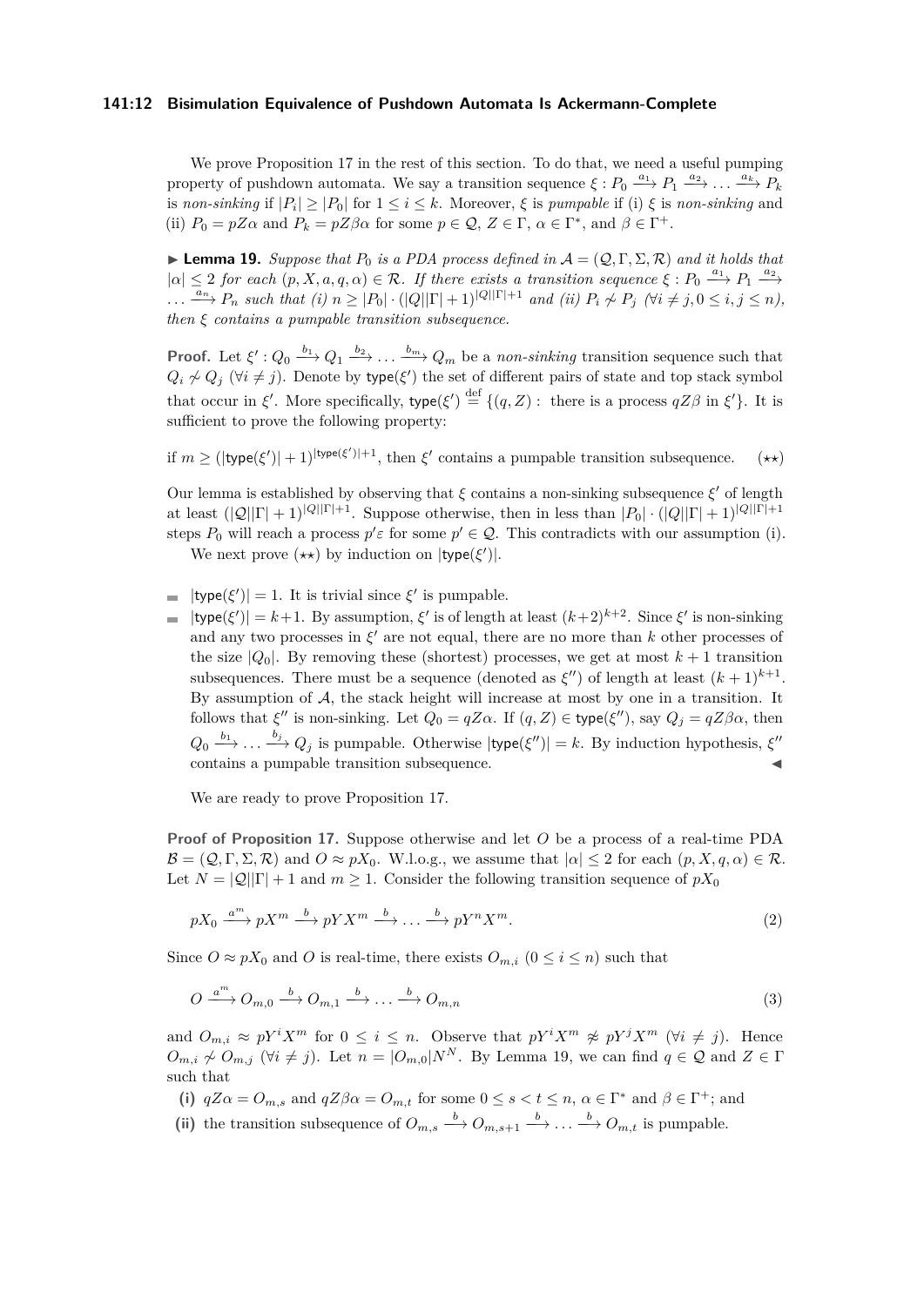We prove Proposition 17 in the rest of this section. To do that, we need a useful pumping property of pushdown automata. We say a transition sequence $\xi : P_0 \xrightarrow{a_1} P_1 \xrightarrow{a_2} \dots \xrightarrow{a_k} P_k$ is *non-sinking* if $|P_i| \geq |P_0|$ for $1 \leq i \leq k$. Moreover, $\xi$ is *pumpable* if (i) $\xi$ is *non-sinking* and (ii) $P_0 = pZ\alpha$ and $P_k = pZ\beta\alpha$ for some $p \in \mathcal{Q}$, $Z \in \Gamma$, $\alpha \in \Gamma^*$, and $\beta \in \Gamma^+$.

▶ **Lemma 19.** *Suppose that $P_0$ is a PDA process defined in $\mathcal{A} = (\mathcal{Q}, \Gamma, \Sigma, \mathcal{R})$ and it holds that $|\alpha| \leq 2$ for each $(p, X, a, q, \alpha) \in \mathcal{R}$. If there exists a transition sequence $\xi : P_0 \xrightarrow{a_1} P_1 \xrightarrow{a_2} \dots \xrightarrow{a_n} P_n$ such that (i) $n \geq |P_0| \cdot (|Q||\Gamma| + 1)^{|Q||\Gamma|+1}$ and (ii) $P_i \not\sim P_j$ ($\forall i \neq j, 0 \leq i, j \leq n$), then $\xi$ contains a pumpable transition subsequence.*

**Proof.** Let $\xi' : Q_0 \xrightarrow{b_1} Q_1 \xrightarrow{b_2} \dots \xrightarrow{b_m} Q_m$ be a *non-sinking* transition sequence such that $Q_i \not\sim Q_j$ ($\forall i \neq j$). Denote by $\mathsf{type}(\xi')$ the set of different pairs of state and top stack symbol that occur in $\xi'$. More specifically, $\mathsf{type}(\xi') \stackrel{\text{def}}{=} \{(q, Z) : \text{ there is a process } qZ\beta \text{ in } \xi'\}$. It is sufficient to prove the following property:

$$\text{if } m \geq (|\mathsf{type}(\xi')| + 1)^{|\mathsf{type}(\xi')|+1}, \text{ then } \xi' \text{ contains a pumpable transition subsequence.} \qquad (\star\star)$$

Our lemma is established by observing that $\xi$ contains a non-sinking subsequence $\xi'$ of length at least $(|\mathcal{Q}||\Gamma| + 1)^{|Q||\Gamma|+1}$. Suppose otherwise, then in less than $|P_0| \cdot (|Q||\Gamma| + 1)^{|Q||\Gamma|+1}$ steps $P_0$ will reach a process $p'\varepsilon$ for some $p' \in \mathcal{Q}$. This contradicts with our assumption (i).

We next prove $(\star\star)$ by induction on $|\mathsf{type}(\xi')|$.

- $|\mathsf{type}(\xi')| = 1$. It is trivial since $\xi'$ is pumpable.
- $|\mathsf{type}(\xi')| = k+1$. By assumption, $\xi'$ is of length at least $(k+2)^{k+2}$. Since $\xi'$ is non-sinking and any two processes in $\xi'$ are not equal, there are no more than $k$ other processes of the size $|Q_0|$. By removing these (shortest) processes, we get at most $k + 1$ transition subsequences. There must be a sequence (denoted as $\xi''$) of length at least $(k + 1)^{k+1}$. By assumption of $\mathcal{A}$, the stack height will increase at most by one in a transition. It follows that $\xi''$ is non-sinking. Let $Q_0 = qZ\alpha$. If $(q, Z) \in \mathsf{type}(\xi'')$, say $Q_j = qZ\beta\alpha$, then $Q_0 \xrightarrow{b_1} \dots \xrightarrow{b_j} Q_j$ is pumpable. Otherwise $|\mathsf{type}(\xi'')| = k$. By induction hypothesis, $\xi''$ contains a pumpable transition subsequence. ◀

We are ready to prove Proposition 17.

**Proof of Proposition 17.** Suppose otherwise and let $O$ be a process of a real-time PDA $\mathcal{B} = (\mathcal{Q}, \Gamma, \Sigma, \mathcal{R})$ and $O \approx pX_0$. W.l.o.g., we assume that $|\alpha| \leq 2$ for each $(p, X, \alpha) \in \mathcal{R}$. Let $N = |\mathcal{Q}||\Gamma| + 1$ and $m \geq 1$. Consider the following transition sequence of $pX_0$

$$pX_0 \xrightarrow{a^m} pX^m \xrightarrow{b} pYX^m \xrightarrow{b} \dots \xrightarrow{b} pY^nX^m. \qquad (2)$$

Since $O \approx pX_0$ and $O$ is real-time, there exists $O_{m,i}$ ($0 \leq i \leq n$) such that

$$O \xrightarrow{a^m} O_{m,0} \xrightarrow{b} O_{m,1} \xrightarrow{b} \dots \xrightarrow{b} O_{m,n} \qquad (3)$$

and $O_{m,i} \approx pY^iX^m$ for $0 \leq i \leq n$. Observe that $pY^iX^m \not\approx pY^jX^m$ ($\forall i \neq j$). Hence $O_{m,i} \not\sim O_{m,j}$ ($\forall i \neq j$). Let $n = |O_{m,0}|N^N$. By Lemma 19, we can find $q \in \mathcal{Q}$ and $Z \in \Gamma$ such that

**(i)** $qZ\alpha = O_{m,s}$ and $qZ\beta\alpha = O_{m,t}$ for some $0 \leq s < t \leq n$, $\alpha \in \Gamma^*$ and $\beta \in \Gamma^+$; and

**(ii)** the transition subsequence of $O_{m,s} \xrightarrow{b} O_{m,s+1} \xrightarrow{b} \dots \xrightarrow{b} O_{m,t}$ is pumpable.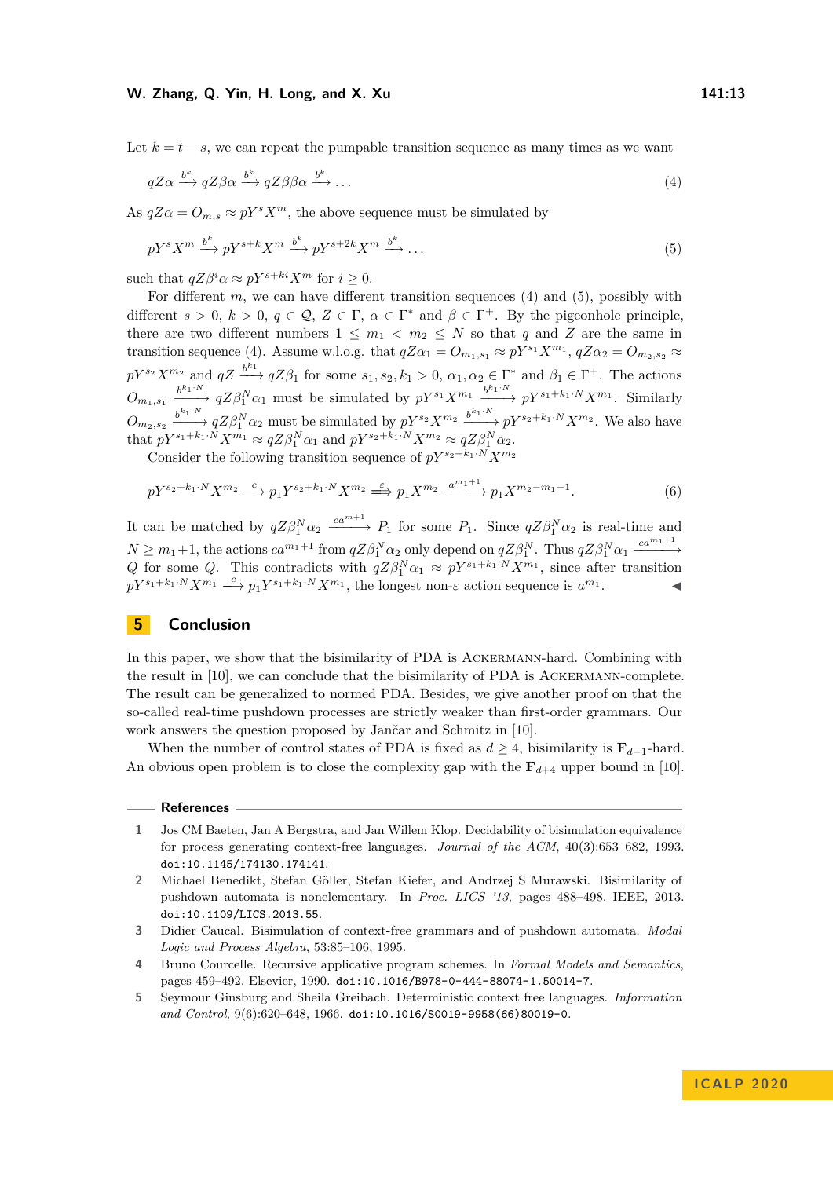Let $k = t - s$, we can repeat the pumpable transition sequence as many times as we want

$$qZ\alpha \xrightarrow{b^k} qZ\beta\alpha \xrightarrow{b^k} qZ\beta\beta\alpha \xrightarrow{b^k} \dots \tag{4}$$

As $qZ\alpha = O_{m,s} \approx pY^sX^m$, the above sequence must be simulated by

$$pY^sX^m \xrightarrow{b^k} pY^{s+k}X^m \xrightarrow{b^k} pY^{s+2k}X^m \xrightarrow{b^k} \dots \tag{5}$$

such that $qZ\beta^i\alpha \approx pY^{s+ki}X^m$ for $i \geq 0$.

For different $m$, we can have different transition sequences (4) and (5), possibly with different $s > 0$, $k > 0$, $q \in \mathcal{Q}$, $Z \in \Gamma$, $\alpha \in \Gamma^*$ and $\beta \in \Gamma^+$. By the pigeonhole principle, there are two different numbers $1 \leq m_1 < m_2 \leq N$ so that $q$ and $Z$ are the same in transition sequence (4). Assume w.l.o.g. that $qZ\alpha_1 = O_{m_1,s_1} \approx pY^{s_1}X^{m_1}$, $qZ\alpha_2 = O_{m_2,s_2} \approx pY^{s_2}X^{m_2}$ and $qZ \xrightarrow{b^{k_1}} qZ\beta_1$ for some $s_1, s_2, k_1 > 0$, $\alpha_1, \alpha_2 \in \Gamma^*$ and $\beta_1 \in \Gamma^+$. The actions $O_{m_1,s_1} \xrightarrow{b^{k_1 \cdot N}} qZ\beta_1^N\alpha_1$ must be simulated by $pY^{s_1}X^{m_1} \xrightarrow{b^{k_1 \cdot N}} pY^{s_1+k_1 \cdot N}X^{m_1}$. Similarly $O_{m_2,s_2} \xrightarrow{b^{k_1 \cdot N}} qZ\beta_1^N\alpha_2$ must be simulated by $pY^{s_2}X^{m_2} \xrightarrow{b^{k_1 \cdot N}} pY^{s_2+k_1 \cdot N}X^{m_2}$. We also have that $pY^{s_1+k_1 \cdot N}X^{m_1} \approx qZ\beta_1^N\alpha_1$ and $pY^{s_2+k_1 \cdot N}X^{m_2} \approx qZ\beta_1^N\alpha_2$.

Consider the following transition sequence of $pY^{s_2+k_1 \cdot N}X^{m_2}$

$$pY^{s_2+k_1 \cdot N}X^{m_2} \xrightarrow{c} p_1Y^{s_2+k_1 \cdot N}X^{m_2} \xRightarrow{\varepsilon} p_1X^{m_2} \xrightarrow{a^{m_1+1}} p_1X^{m_2-m_1-1}. \tag{6}$$

It can be matched by $qZ\beta_1^N\alpha_2 \xrightarrow{ca^{m+1}} P_1$ for some $P_1$. Since $qZ\beta_1^N\alpha_2$ is real-time and $N \geq m_1+1$, the actions $ca^{m_1+1}$ from $qZ\beta_1^N\alpha_2$ only depend on $qZ\beta_1^N$. Thus $qZ\beta_1^N\alpha_1 \xrightarrow{ca^{m_1+1}} Q$ for some $Q$. This contradicts with $qZ\beta_1^N\alpha_1 \approx pY^{s_1+k_1 \cdot N}X^{m_1}$, since after transition $pY^{s_1+k_1 \cdot N}X^{m_1} \xrightarrow{c} p_1Y^{s_1+k_1 \cdot N}X^{m_1}$, the longest non-$\varepsilon$ action sequence is $a^{m_1}$. ◀

## 5 Conclusion

In this paper, we show that the bisimilarity of PDA is Ackermann-hard. Combining with the result in [10], we can conclude that the bisimilarity of PDA is Ackermann-complete. The result can be generalized to normed PDA. Besides, we give another proof on that the so-called real-time pushdown processes are strictly weaker than first-order grammars. Our work answers the question proposed by Jančar and Schmitz in [10].

When the number of control states of PDA is fixed as $d \geq 4$, bisimilarity is $\mathbf{F}_{d-1}$-hard. An obvious open problem is to close the complexity gap with the $\mathbf{F}_{d+4}$ upper bound in [10].

## References

1. Jos CM Baeten, Jan A Bergstra, and Jan Willem Klop. Decidability of bisimulation equivalence for process generating context-free languages. *Journal of the ACM*, 40(3):653–682, 1993. doi:10.1145/174130.174141.
2. Michael Benedikt, Stefan Göller, Stefan Kiefer, and Andrzej S Murawski. Bisimilarity of pushdown automata is nonelementary. In *Proc. LICS '13*, pages 488–498. IEEE, 2013. doi:10.1109/LICS.2013.55.
3. Didier Caucal. Bisimulation of context-free grammars and of pushdown automata. *Modal Logic and Process Algebra*, 53:85–106, 1995.
4. Bruno Courcelle. Recursive applicative program schemes. In *Formal Models and Semantics*, pages 459–492. Elsevier, 1990. doi:10.1016/B978-0-444-88074-1.50014-7.
5. Seymour Ginsburg and Sheila Greibach. Deterministic context free languages. *Information and Control*, 9(6):620–648, 1966. doi:10.1016/S0019-9958(66)80019-0.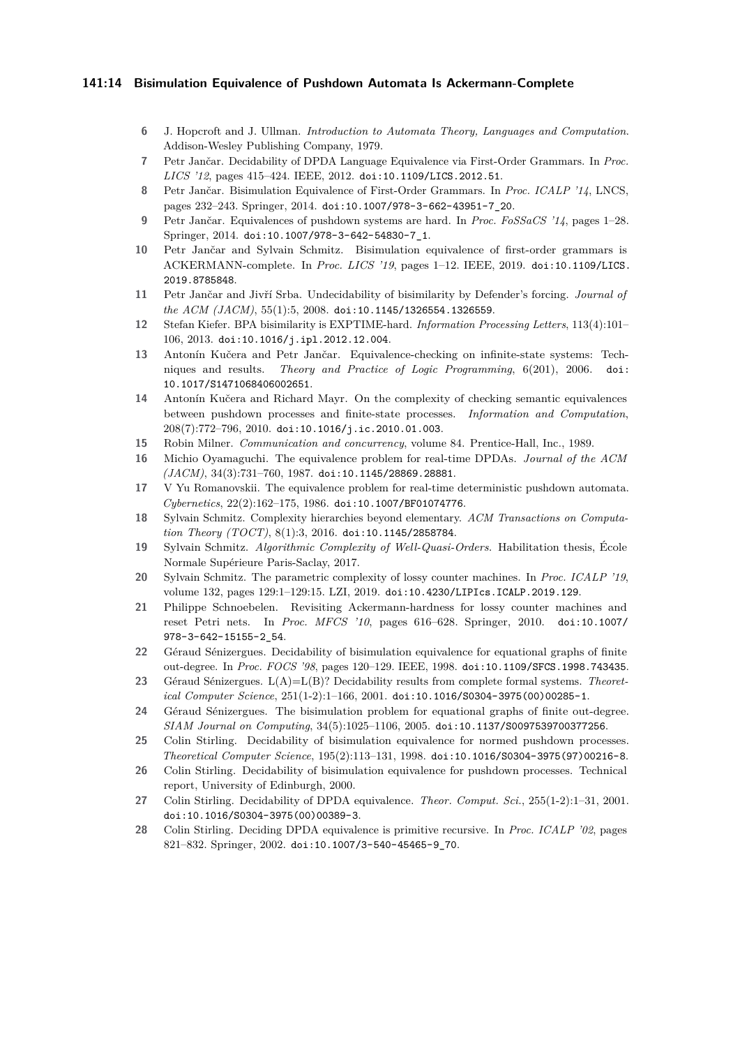6 J. Hopcroft and J. Ullman. *Introduction to Automata Theory, Languages and Computation*. Addison-Wesley Publishing Company, 1979.

7 Petr Jančar. Decidability of DPDA Language Equivalence via First-Order Grammars. In *Proc. LICS '12*, pages 415–424. IEEE, 2012. doi:10.1109/LICS.2012.51.

8 Petr Jančar. Bisimulation Equivalence of First-Order Grammars. In *Proc. ICALP '14*, LNCS, pages 232–243. Springer, 2014. doi:10.1007/978-3-662-43951-7_20.

9 Petr Jančar. Equivalences of pushdown systems are hard. In *Proc. FoSSaCS '14*, pages 1–28. Springer, 2014. doi:10.1007/978-3-642-54830-7_1.

10 Petr Jančar and Sylvain Schmitz. Bisimulation equivalence of first-order grammars is ACKERMANN-complete. In *Proc. LICS '19*, pages 1–12. IEEE, 2019. doi:10.1109/LICS.2019.8785848.

11 Petr Jančar and Jivří Srba. Undecidability of bisimilarity by Defender's forcing. *Journal of the ACM (JACM)*, 55(1):5, 2008. doi:10.1145/1326554.1326559.

12 Stefan Kiefer. BPA bisimilarity is EXPTIME-hard. *Information Processing Letters*, 113(4):101–106, 2013. doi:10.1016/j.ipl.2012.12.004.

13 Antonín Kučera and Petr Jančar. Equivalence-checking on infinite-state systems: Techniques and results. *Theory and Practice of Logic Programming*, 6(201), 2006. doi:10.1017/S1471068406002651.

14 Antonín Kučera and Richard Mayr. On the complexity of checking semantic equivalences between pushdown processes and finite-state processes. *Information and Computation*, 208(7):772–796, 2010. doi:10.1016/j.ic.2010.01.003.

15 Robin Milner. *Communication and concurrency*, volume 84. Prentice-Hall, Inc., 1989.

16 Michio Oyamaguchi. The equivalence problem for real-time DPDAs. *Journal of the ACM (JACM)*, 34(3):731–760, 1987. doi:10.1145/28869.28881.

17 V Yu Romanovskii. The equivalence problem for real-time deterministic pushdown automata. *Cybernetics*, 22(2):162–175, 1986. doi:10.1007/BF01074776.

18 Sylvain Schmitz. Complexity hierarchies beyond elementary. *ACM Transactions on Computation Theory (TOCT)*, 8(1):3, 2016. doi:10.1145/2858784.

19 Sylvain Schmitz. *Algorithmic Complexity of Well-Quasi-Orders*. Habilitation thesis, École Normale Supérieure Paris-Saclay, 2017.

20 Sylvain Schmitz. The parametric complexity of lossy counter machines. In *Proc. ICALP '19*, volume 132, pages 129:1–129:15. LZI, 2019. doi:10.4230/LIPIcs.ICALP.2019.129.

21 Philippe Schnoebelen. Revisiting Ackermann-hardness for lossy counter machines and reset Petri nets. In *Proc. MFCS '10*, pages 616–628. Springer, 2010. doi:10.1007/978-3-642-15155-2_54.

22 Géraud Sénizergues. Decidability of bisimulation equivalence for equational graphs of finite out-degree. In *Proc. FOCS '98*, pages 120–129. IEEE, 1998. doi:10.1109/SFCS.1998.743435.

23 Géraud Sénizergues. L(A)=L(B)? Decidability results from complete formal systems. *Theoretical Computer Science*, 251(1-2):1–166, 2001. doi:10.1016/S0304-3975(00)00285-1.

24 Géraud Sénizergues. The bisimulation problem for equational graphs of finite out-degree. *SIAM Journal on Computing*, 34(5):1025–1106, 2005. doi:10.1137/S0097539700377256.

25 Colin Stirling. Decidability of bisimulation equivalence for normed pushdown processes. *Theoretical Computer Science*, 195(2):113–131, 1998. doi:10.1016/S0304-3975(97)00216-8.

26 Colin Stirling. Decidability of bisimulation equivalence for pushdown processes. Technical report, University of Edinburgh, 2000.

27 Colin Stirling. Decidability of DPDA equivalence. *Theor. Comput. Sci.*, 255(1-2):1–31, 2001. doi:10.1016/S0304-3975(00)00389-3.

28 Colin Stirling. Deciding DPDA equivalence is primitive recursive. In *Proc. ICALP '02*, pages 821–832. Springer, 2002. doi:10.1007/3-540-45465-9_70.